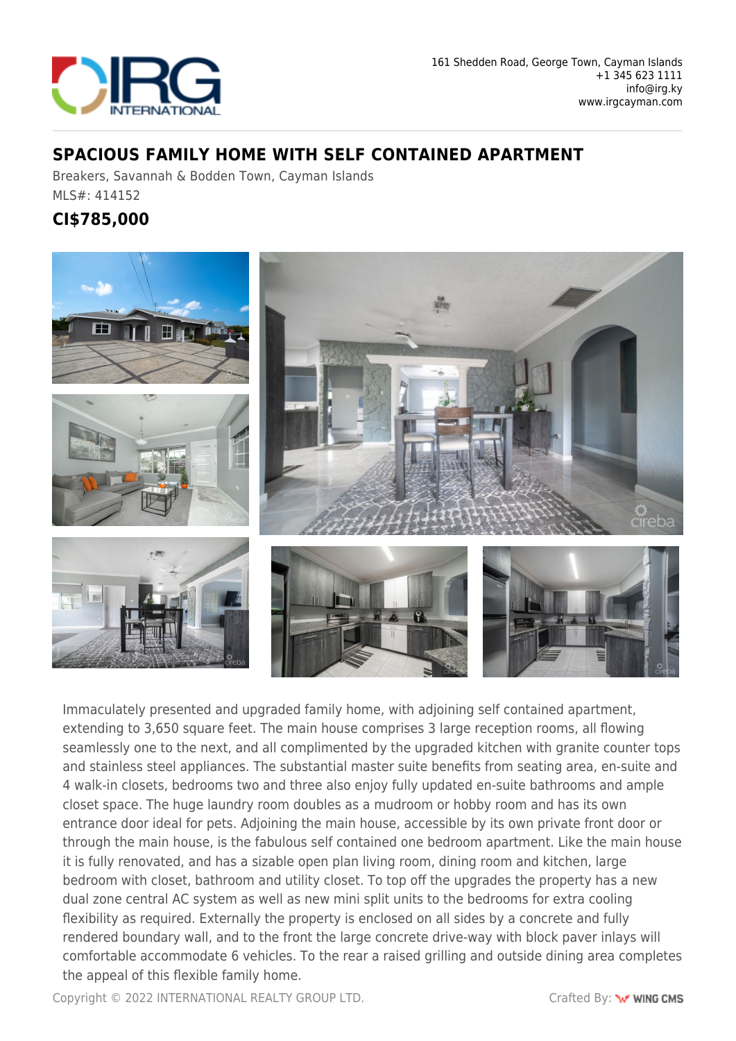161 Shedden Road, George Town, Cayman Islands
+1 345 623 1111
info@irg.ky
www.irgcayman.com

# SPACIOUS FAMILY HOME WITH SELF CONTAINED APARTMENT

Breakers, Savannah & Bodden Town, Cayman Islands
MLS#: 414152

## CI$785,000

Immaculately presented and upgraded family home, with adjoining self contained apartment, extending to 3,650 square feet. The main house comprises 3 large reception rooms, all flowing seamlessly one to the next, and all complimented by the upgraded kitchen with granite counter tops and stainless steel appliances. The substantial master suite benefits from seating area, en-suite and 4 walk-in closets, bedrooms two and three also enjoy fully updated en-suite bathrooms and ample closet space. The huge laundry room doubles as a mudroom or hobby room and has its own entrance door ideal for pets. Adjoining the main house, accessible by its own private front door or through the main house, is the fabulous self contained one bedroom apartment. Like the main house it is fully renovated, and has a sizable open plan living room, dining room and kitchen, large bedroom with closet, bathroom and utility closet. To top off the upgrades the property has a new dual zone central AC system as well as new mini split units to the bedrooms for extra cooling flexibility as required. Externally the property is enclosed on all sides by a concrete and fully rendered boundary wall, and to the front the large concrete drive-way with block paver inlays will comfortable accommodate 6 vehicles. To the rear a raised grilling and outside dining area completes the appeal of this flexible family home.

Copyright © 2022 INTERNATIONAL REALTY GROUP LTD.

Crafted By: WING CMS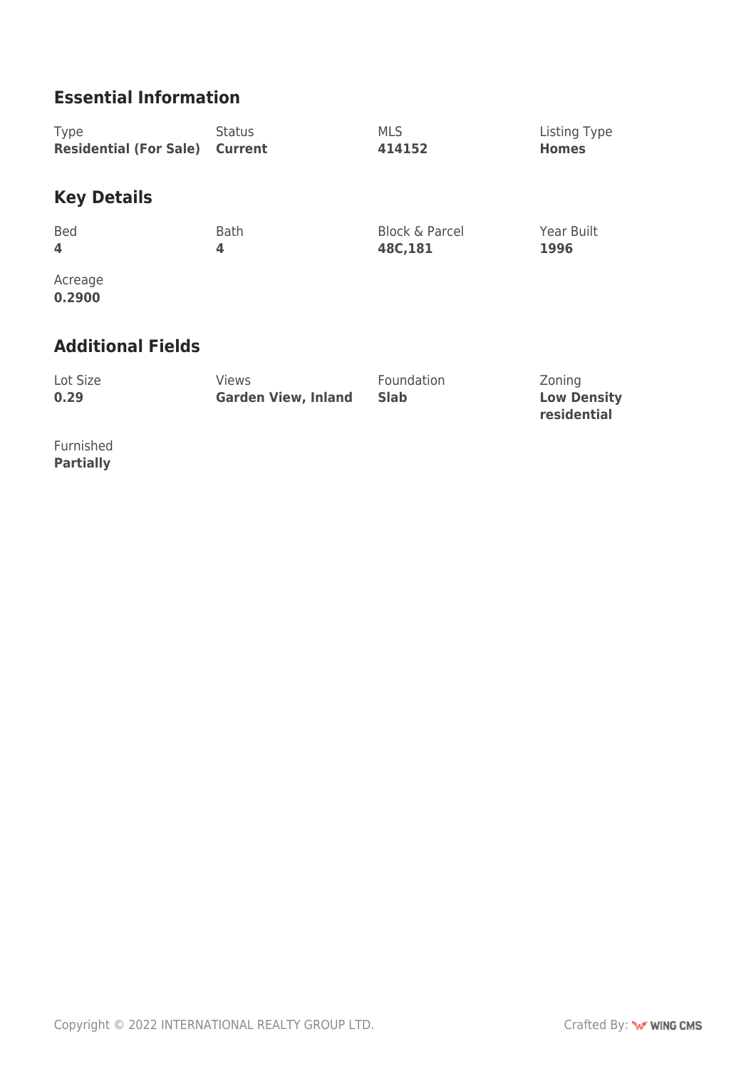## Essential Information

| Type | Status | MLS | Listing Type |
| --- | --- | --- | --- |
| **Residential (For Sale)** | **Current** | **414152** | **Homes** |

## Key Details

| Bed | Bath | Block & Parcel | Year Built |
| --- | --- | --- | --- |
| **4** | **4** | **48C,181** | **1996** |

Acreage
**0.2900**

## Additional Fields

| Lot Size | Views | Foundation | Zoning |
| --- | --- | --- | --- |
| **0.29** | **Garden View, Inland** | **Slab** | **Low Density residential** |

Furnished
**Partially**

Copyright © 2022 INTERNATIONAL REALTY GROUP LTD.

Crafted By: WING CMS